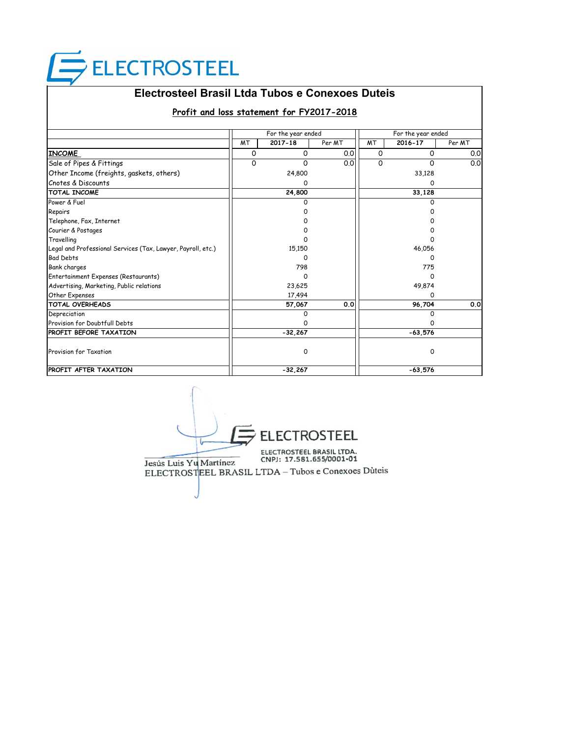ELECTROSTEEL

# Electrosteel Brasil Ltda Tubos e Conexoes Duteis

## Profit and loss statement for FY2017-2018

| | For the year ended | | | For the year ended | | |
|---|---|---|---|---|---|---|
| | MT | 2017-18 | Per MT | MT | 2016-17 | Per MT |
| **INCOME** | 0 | 0 | 0.0 | 0 | 0 | 0.0 |
| Sale of Pipes & Fittings | 0 | 0 | 0.0 | 0 | 0 | 0.0 |
| Other Income (freights, gaskets, others) | | 24,800 | | | 33,128 | |
| Cnotes & Discounts | | 0 | | | 0 | |
| **TOTAL INCOME** | | **24,800** | | | **33,128** | |
| Power & Fuel | | 0 | | | 0 | |
| Repairs | | 0 | | | 0 | |
| Telephone, Fax, Internet | | 0 | | | 0 | |
| Courier & Postages | | 0 | | | 0 | |
| Travelling | | 0 | | | 0 | |
| Legal and Professional Services (Tax, Lawyer, Payroll, etc.) | | 15,150 | | | 46,056 | |
| Bad Debts | | 0 | | | 0 | |
| Bank charges | | 798 | | | 775 | |
| Entertainment Expenses (Restaurants) | | 0 | | | 0 | |
| Advertising, Marketing, Public relations | | 23,625 | | | 49,874 | |
| Other Expenses | | 17,494 | | | 0 | |
| **TOTAL OVERHEADS** | | **57,067** | **0.0** | | **96,704** | **0.0** |
| Depreciation | | 0 | | | 0 | |
| Provision for Doubtfull Debts | | 0 | | | 0 | |
| **PROFIT BEFORE TAXATION** | | **-32,267** | | | **-63,576** | |
| Provision for Taxation | | 0 | | | 0 | |
| **PROFIT AFTER TAXATION** | | **-32,267** | | | **-63,576** | |

ELECTROSTEEL
ELECTROSTEEL BRASIL LTDA.
CNPJ: 17.581.655/0001-01

Jesús Luis Yu Martínez
ELECTROSTEEL BRASIL LTDA – Tubos e Conexoes Dùteis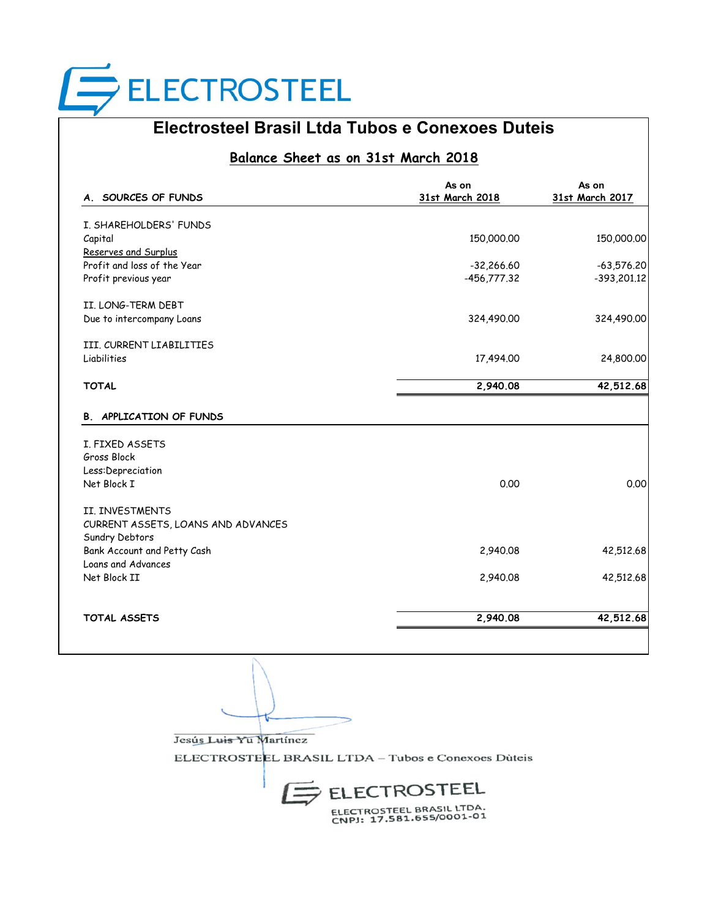ELECTROSTEEL

# Electrosteel Brasil Ltda Tubos e Conexoes Duteis

## Balance Sheet as on 31st March 2018

| A. SOURCES OF FUNDS | As on 31st March 2018 | As on 31st March 2017 |
|---|---|---|
| I. SHAREHOLDERS' FUNDS | | |
| Capital | 150,000.00 | 150,000.00 |
| Reserves and Surplus | | |
| Profit and loss of the Year | -32,266.60 | -63,576.20 |
| Profit previous year | -456,777.32 | -393,201.12 |
| II. LONG-TERM DEBT | | |
| Due to intercompany Loans | 324,490.00 | 324,490.00 |
| III. CURRENT LIABILITIES | | |
| Liabilities | 17,494.00 | 24,800.00 |
| **TOTAL** | **2,940.08** | **42,512.68** |

| B. APPLICATION OF FUNDS | As on 31st March 2018 | As on 31st March 2017 |
|---|---|---|
| I. FIXED ASSETS | | |
| Gross Block | | |
| Less:Depreciation | | |
| Net Block I | 0.00 | 0.00 |
| II. INVESTMENTS | | |
| CURRENT ASSETS, LOANS AND ADVANCES | | |
| Sundry Debtors | | |
| Bank Account and Petty Cash | 2,940.08 | 42,512.68 |
| Loans and Advances | | |
| Net Block II | 2,940.08 | 42,512.68 |
| **TOTAL ASSETS** | **2,940.08** | **42,512.68** |

Jesús Luis Yu Martínez

ELECTROSTEEL BRASIL LTDA – Tubos e Conexoes Dùteis

ELECTROSTEEL

ELECTROSTEEL BRASIL LTDA.
CNPJ: 17.581.655/0001-01